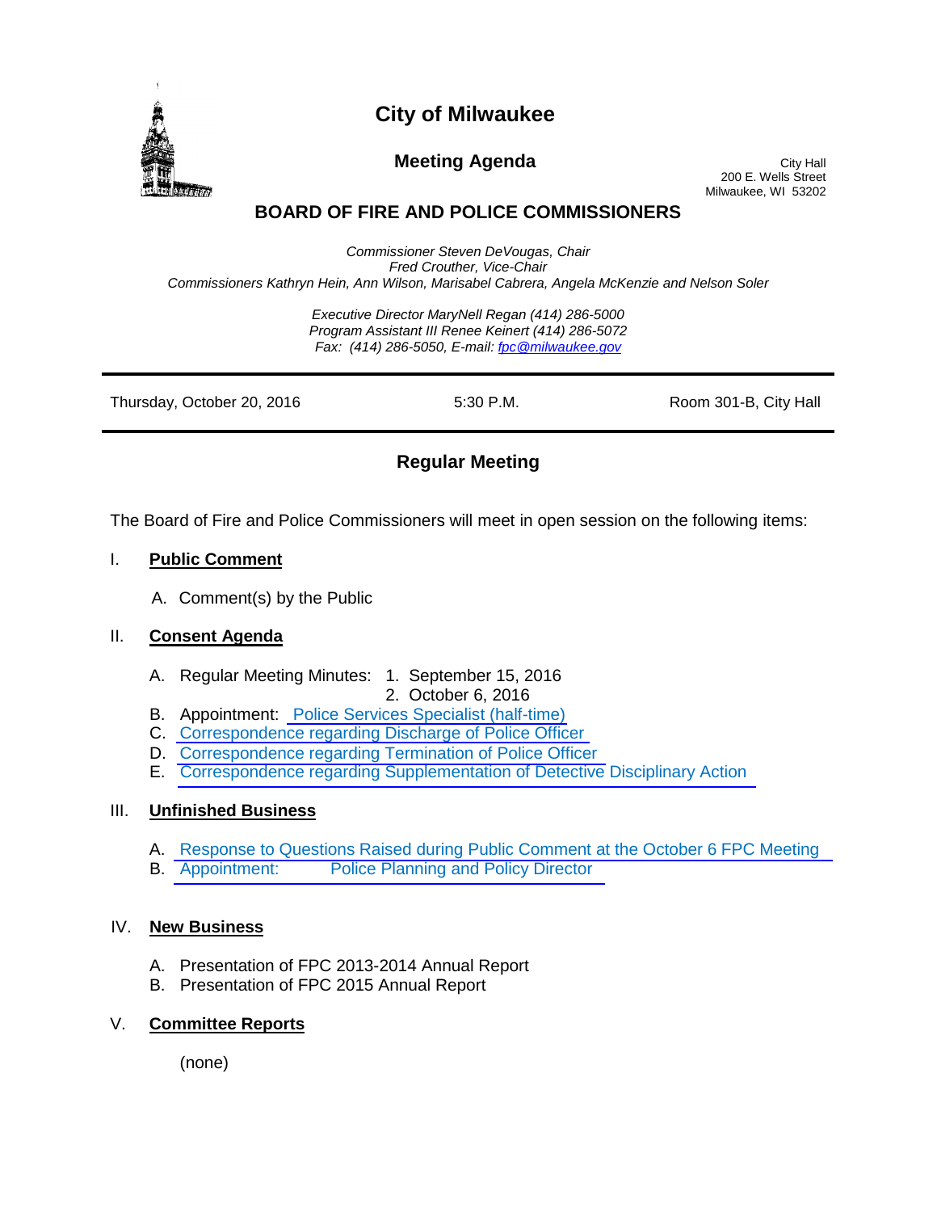# City of Milwaukee

## Meeting Agenda

City Hall
200 E. Wells Street
Milwaukee, WI 53202

## BOARD OF FIRE AND POLICE COMMISSIONERS

*Commissioner Steven DeVougas, Chair*
*Fred Crouther, Vice-Chair*
*Commissioners Kathryn Hein, Ann Wilson, Marisabel Cabrera, Angela McKenzie and Nelson Soler*

*Executive Director MaryNell Regan (414) 286-5000*
*Program Assistant III Renee Keinert (414) 286-5072*
*Fax: (414) 286-5050, E-mail: fpc@milwaukee.gov*

---

| Thursday, October 20, 2016 | 5:30 P.M. | Room 301-B, City Hall |
|---|---|---|

---

### Regular Meeting

The Board of Fire and Police Commissioners will meet in open session on the following items:

I. **Public Comment**

  A. Comment(s) by the Public

II. **Consent Agenda**

  A. Regular Meeting Minutes: 1. September 15, 2016
     2. October 6, 2016
  B. Appointment: Police Services Specialist (half-time)
  C. Correspondence regarding Discharge of Police Officer
  D. Correspondence regarding Termination of Police Officer
  E. Correspondence regarding Supplementation of Detective Disciplinary Action

III. **Unfinished Business**

  A. Response to Questions Raised during Public Comment at the October 6 FPC Meeting
  B. Appointment: Police Planning and Policy Director

IV. **New Business**

  A. Presentation of FPC 2013-2014 Annual Report
  B. Presentation of FPC 2015 Annual Report

V. **Committee Reports**

  (none)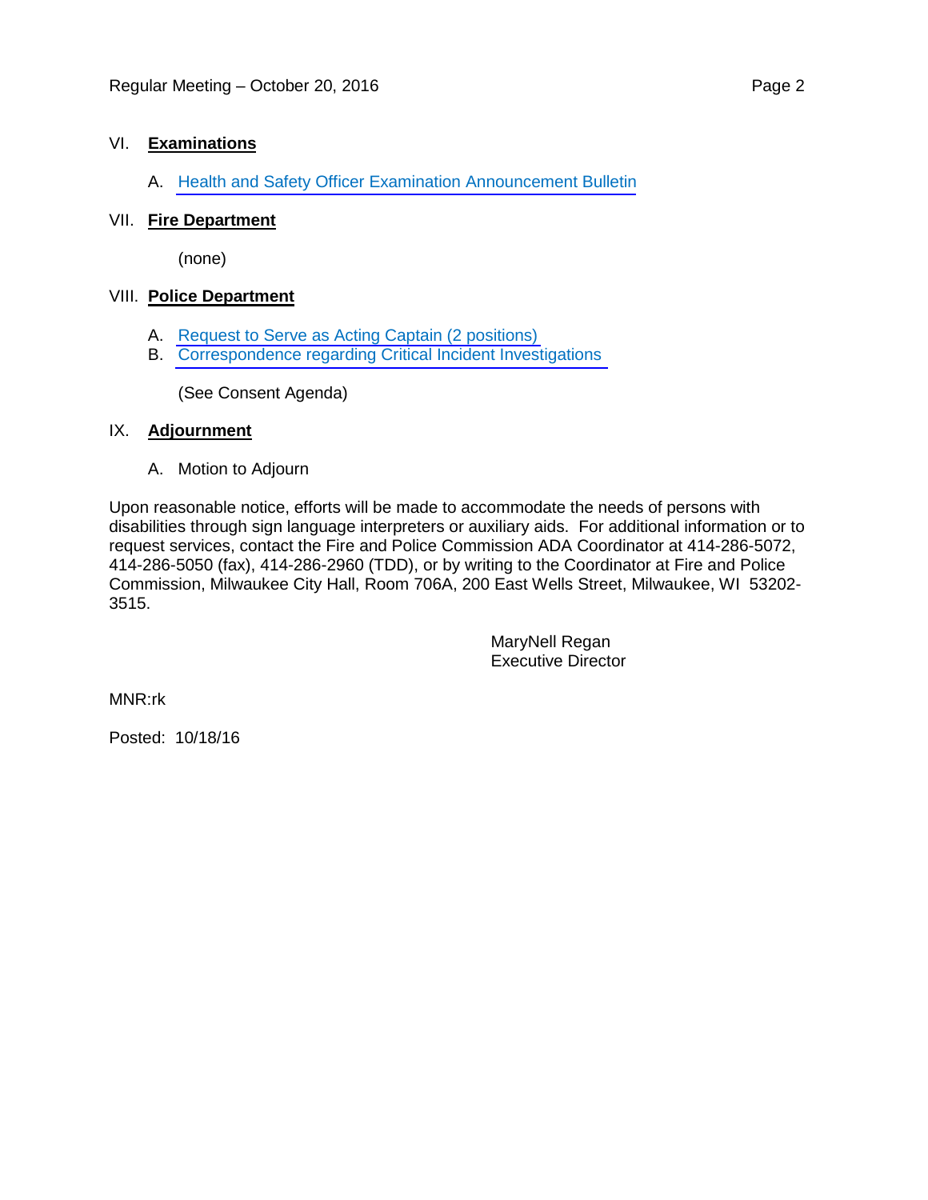## VI. **Examinations**

A. Health and Safety Officer Examination Announcement Bulletin

## VII. **Fire Department**

(none)

## VIII. **Police Department**

A. Request to Serve as Acting Captain (2 positions)
B. Correspondence regarding Critical Incident Investigations

(See Consent Agenda)

## IX. **Adjournment**

A. Motion to Adjourn

Upon reasonable notice, efforts will be made to accommodate the needs of persons with disabilities through sign language interpreters or auxiliary aids. For additional information or to request services, contact the Fire and Police Commission ADA Coordinator at 414-286-5072, 414-286-5050 (fax), 414-286-2960 (TDD), or by writing to the Coordinator at Fire and Police Commission, Milwaukee City Hall, Room 706A, 200 East Wells Street, Milwaukee, WI 53202-3515.

MaryNell Regan
Executive Director

MNR:rk

Posted: 10/18/16